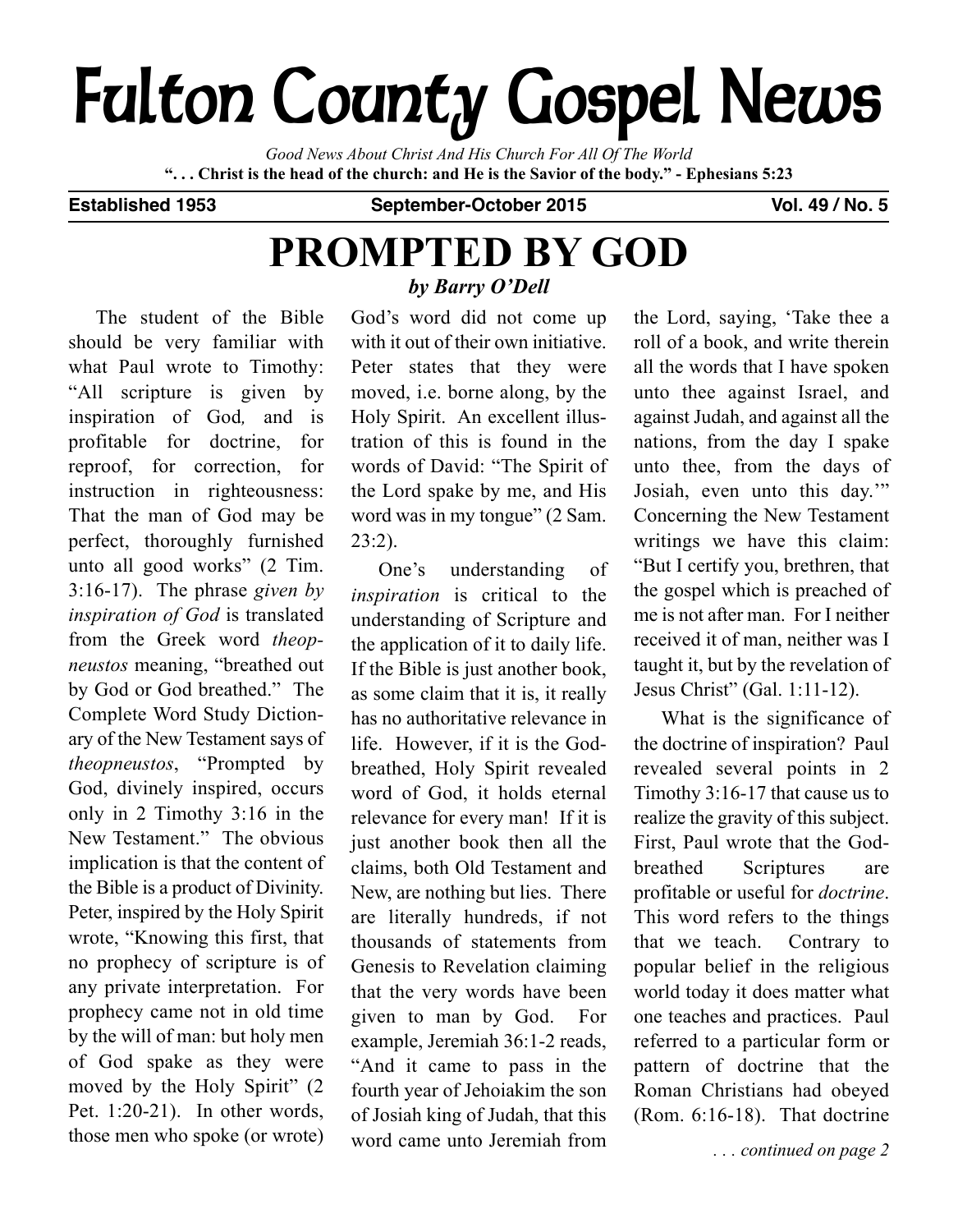# Fulton County Gospel News

*Good News About Christ And His Church For All Of The World*

**". . . Christ is the head of the church: and He is the Savior of the body." - Ephesians 5:23**

**Established 1953** **September-October 2015** **Vol. 49 / No. 5**

## PROMPTED BY GOD

***by Barry O'Dell***

The student of the Bible should be very familiar with what Paul wrote to Timothy: "All scripture is given by inspiration of God*,* and is profitable for doctrine, for reproof, for correction, for instruction in righteousness: That the man of God may be perfect, thoroughly furnished unto all good works" (2 Tim. 3:16-17). The phrase *given by inspiration of God* is translated from the Greek word *theopneustos* meaning, "breathed out by God or God breathed." The Complete Word Study Dictionary of the New Testament says of *theopneustos*, "Prompted by God, divinely inspired, occurs only in 2 Timothy 3:16 in the New Testament." The obvious implication is that the content of the Bible is a product of Divinity. Peter, inspired by the Holy Spirit wrote, "Knowing this first, that no prophecy of scripture is of any private interpretation. For prophecy came not in old time by the will of man: but holy men of God spake as they were moved by the Holy Spirit" (2 Pet. 1:20-21). In other words, those men who spoke (or wrote) God's word did not come up with it out of their own initiative. Peter states that they were moved, i.e. borne along, by the Holy Spirit. An excellent illustration of this is found in the words of David: "The Spirit of the Lord spake by me, and His word was in my tongue" (2 Sam. 23:2).

One's understanding of *inspiration* is critical to the understanding of Scripture and the application of it to daily life. If the Bible is just another book, as some claim that it is, it really has no authoritative relevance in life. However, if it is the God-breathed, Holy Spirit revealed word of God, it holds eternal relevance for every man! If it is just another book then all the claims, both Old Testament and New, are nothing but lies. There are literally hundreds, if not thousands of statements from Genesis to Revelation claiming that the very words have been given to man by God. For example, Jeremiah 36:1-2 reads, "And it came to pass in the fourth year of Jehoiakim the son of Josiah king of Judah, that this word came unto Jeremiah from the Lord, saying, 'Take thee a roll of a book, and write therein all the words that I have spoken unto thee against Israel, and against Judah, and against all the nations, from the day I spake unto thee, from the days of Josiah, even unto this day.'" Concerning the New Testament writings we have this claim: "But I certify you, brethren, that the gospel which is preached of me is not after man. For I neither received it of man, neither was I taught it, but by the revelation of Jesus Christ" (Gal. 1:11-12).

What is the significance of the doctrine of inspiration? Paul revealed several points in 2 Timothy 3:16-17 that cause us to realize the gravity of this subject. First, Paul wrote that the God-breathed Scriptures are profitable or useful for *doctrine*. This word refers to the things that we teach. Contrary to popular belief in the religious world today it does matter what one teaches and practices. Paul referred to a particular form or pattern of doctrine that the Roman Christians had obeyed (Rom. 6:16-18). That doctrine

*. . . continued on page 2*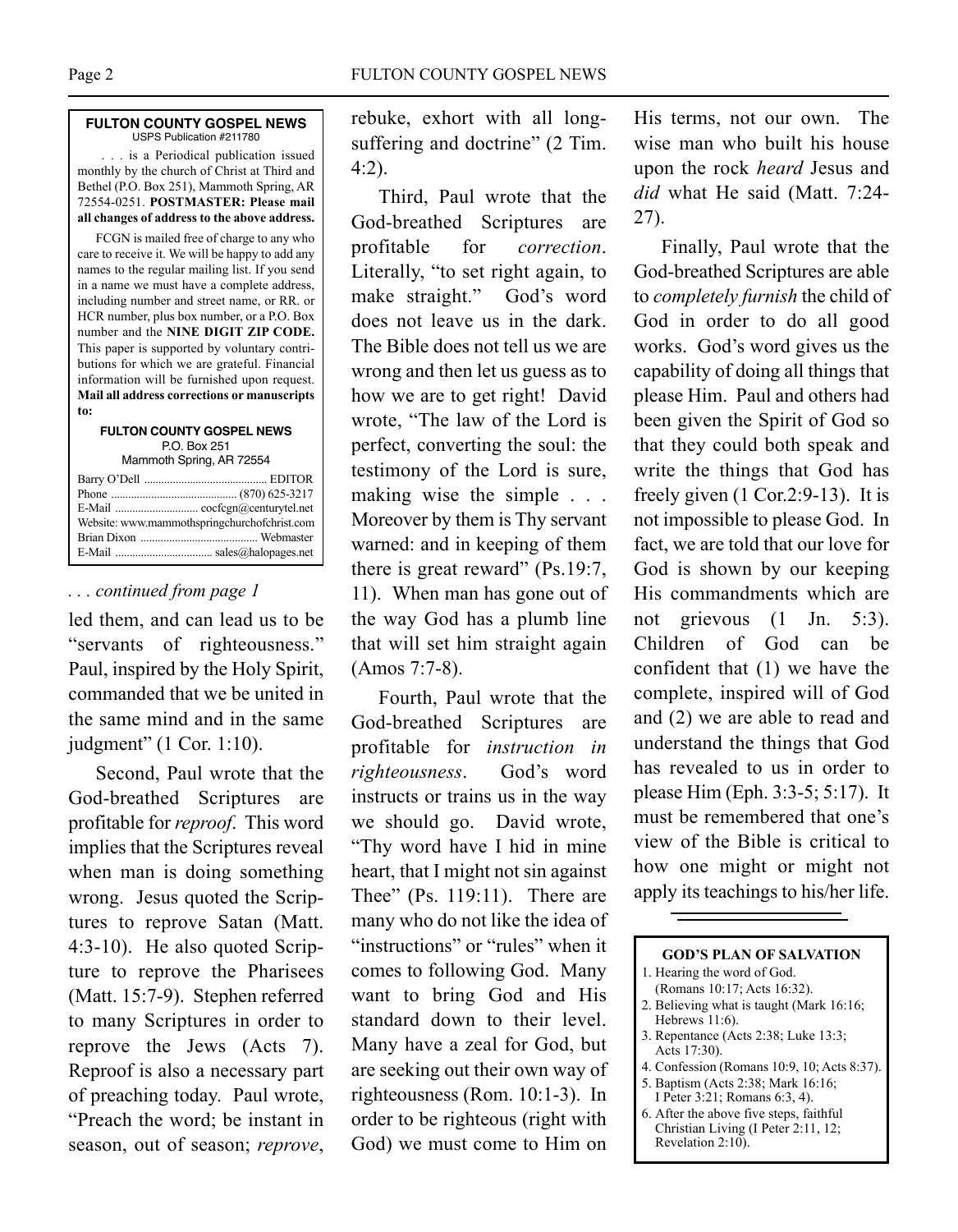**FULTON COUNTY GOSPEL NEWS**
USPS Publication #211780

. . . is a Periodical publication issued monthly by the church of Christ at Third and Bethel (P.O. Box 251), Mammoth Spring, AR 72554-0251. **POSTMASTER: Please mail all changes of address to the above address.**

FCGN is mailed free of charge to any who care to receive it. We will be happy to add any names to the regular mailing list. If you send in a name we must have a complete address, including number and street name, or RR. or HCR number, plus box number, or a P.O. Box number and the **NINE DIGIT ZIP CODE.** This paper is supported by voluntary contributions for which we are grateful. Financial information will be furnished upon request. **Mail all address corrections or manuscripts to:**

**FULTON COUNTY GOSPEL NEWS**
P.O. Box 251
Mammoth Spring, AR 72554

Barry O'Dell .......................................... EDITOR
Phone ............................................ (870) 625-3217
E-Mail ............................ cocfcgn@centurytel.net
Website: www.mammothspringchurchofchrist.com
Brian Dixon ........................................ Webmaster
E-Mail ................................ sales@halopages.net

*. . . continued from page 1*

led them, and can lead us to be "servants of righteousness." Paul, inspired by the Holy Spirit, commanded that we be united in the same mind and in the same judgment" (1 Cor. 1:10).

Second, Paul wrote that the God-breathed Scriptures are profitable for *reproof*. This word implies that the Scriptures reveal when man is doing something wrong. Jesus quoted the Scriptures to reprove Satan (Matt. 4:3-10). He also quoted Scripture to reprove the Pharisees (Matt. 15:7-9). Stephen referred to many Scriptures in order to reprove the Jews (Acts 7). Reproof is also a necessary part of preaching today. Paul wrote, "Preach the word; be instant in season, out of season; *reprove*, rebuke, exhort with all longsuffering and doctrine" (2 Tim. 4:2).

Third, Paul wrote that the God-breathed Scriptures are profitable for *correction*. Literally, "to set right again, to make straight." God's word does not leave us in the dark. The Bible does not tell us we are wrong and then let us guess as to how we are to get right! David wrote, "The law of the Lord is perfect, converting the soul: the testimony of the Lord is sure, making wise the simple . . . Moreover by them is Thy servant warned: and in keeping of them there is great reward" (Ps.19:7, 11). When man has gone out of the way God has a plumb line that will set him straight again (Amos 7:7-8).

Fourth, Paul wrote that the God-breathed Scriptures are profitable for *instruction in righteousness*. God's word instructs or trains us in the way we should go. David wrote, "Thy word have I hid in mine heart, that I might not sin against Thee" (Ps. 119:11). There are many who do not like the idea of "instructions" or "rules" when it comes to following God. Many want to bring God and His standard down to their level. Many have a zeal for God, but are seeking out their own way of righteousness (Rom. 10:1-3). In order to be righteous (right with God) we must come to Him on His terms, not our own. The wise man who built his house upon the rock *heard* Jesus and *did* what He said (Matt. 7:24-27).

Finally, Paul wrote that the God-breathed Scriptures are able to *completely furnish* the child of God in order to do all good works. God's word gives us the capability of doing all things that please Him. Paul and others had been given the Spirit of God so that they could both speak and write the things that God has freely given (1 Cor.2:9-13). It is not impossible to please God. In fact, we are told that our love for God is shown by our keeping His commandments which are not grievous (1 Jn. 5:3). Children of God can be confident that (1) we have the complete, inspired will of God and (2) we are able to read and understand the things that God has revealed to us in order to please Him (Eph. 3:3-5; 5:17). It must be remembered that one's view of the Bible is critical to how one might or might not apply its teachings to his/her life.

---

**GOD'S PLAN OF SALVATION**

1. Hearing the word of God. (Romans 10:17; Acts 16:32).
2. Believing what is taught (Mark 16:16; Hebrews 11:6).
3. Repentance (Acts 2:38; Luke 13:3; Acts 17:30).
4. Confession (Romans 10:9, 10; Acts 8:37).
5. Baptism (Acts 2:38; Mark 16:16; I Peter 3:21; Romans 6:3, 4).
6. After the above five steps, faithful Christian Living (I Peter 2:11, 12; Revelation 2:10).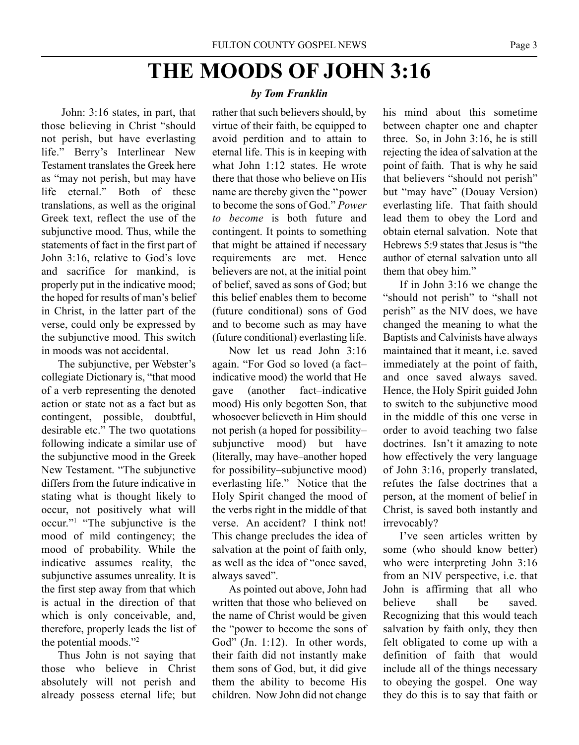# THE MOODS OF JOHN 3:16

***by Tom Franklin***

John: 3:16 states, in part, that those believing in Christ "should not perish, but have everlasting life." Berry's Interlinear New Testament translates the Greek here as "may not perish, but may have life eternal." Both of these translations, as well as the original Greek text, reflect the use of the subjunctive mood. Thus, while the statements of fact in the first part of John 3:16, relative to God's love and sacrifice for mankind, is properly put in the indicative mood; the hoped for results of man's belief in Christ, in the latter part of the verse, could only be expressed by the subjunctive mood. This switch in moods was not accidental.

The subjunctive, per Webster's collegiate Dictionary is, "that mood of a verb representing the denoted action or state not as a fact but as contingent, possible, doubtful, desirable etc." The two quotations following indicate a similar use of the subjunctive mood in the Greek New Testament. "The subjunctive differs from the future indicative in stating what is thought likely to occur, not positively what will occur."[1] "The subjunctive is the mood of mild contingency; the mood of probability. While the indicative assumes reality, the subjunctive assumes unreality. It is the first step away from that which is actual in the direction of that which is only conceivable, and, therefore, properly leads the list of the potential moods."[2]

Thus John is not saying that those who believe in Christ absolutely will not perish and already possess eternal life; but rather that such believers should, by virtue of their faith, be equipped to avoid perdition and to attain to eternal life. This is in keeping with what John 1:12 states. He wrote there that those who believe on His name are thereby given the "power to become the sons of God." *Power to become* is both future and contingent. It points to something that might be attained if necessary requirements are met. Hence believers are not, at the initial point of belief, saved as sons of God; but this belief enables them to become (future conditional) sons of God and to become such as may have (future conditional) everlasting life.

Now let us read John 3:16 again. "For God so loved (a fact–indicative mood) the world that He gave (another fact–indicative mood) His only begotten Son, that whosoever believeth in Him should not perish (a hoped for possibility–subjunctive mood) but have (literally, may have–another hoped for possibility–subjunctive mood) everlasting life." Notice that the Holy Spirit changed the mood of the verbs right in the middle of that verse. An accident? I think not! This change precludes the idea of salvation at the point of faith only, as well as the idea of "once saved, always saved".

As pointed out above, John had written that those who believed on the name of Christ would be given the "power to become the sons of God" (Jn. 1:12). In other words, their faith did not instantly make them sons of God, but, it did give them the ability to become His children. Now John did not change his mind about this sometime between chapter one and chapter three. So, in John 3:16, he is still rejecting the idea of salvation at the point of faith. That is why he said that believers "should not perish" but "may have" (Douay Version) everlasting life. That faith should lead them to obey the Lord and obtain eternal salvation. Note that Hebrews 5:9 states that Jesus is "the author of eternal salvation unto all them that obey him."

If in John 3:16 we change the "should not perish" to "shall not perish" as the NIV does, we have changed the meaning to what the Baptists and Calvinists have always maintained that it meant, i.e. saved immediately at the point of faith, and once saved always saved. Hence, the Holy Spirit guided John to switch to the subjunctive mood in the middle of this one verse in order to avoid teaching two false doctrines. Isn't it amazing to note how effectively the very language of John 3:16, properly translated, refutes the false doctrines that a person, at the moment of belief in Christ, is saved both instantly and irrevocably?

I've seen articles written by some (who should know better) who were interpreting John 3:16 from an NIV perspective, i.e. that John is affirming that all who believe shall be saved. Recognizing that this would teach salvation by faith only, they then felt obligated to come up with a definition of faith that would include all of the things necessary to obeying the gospel. One way they do this is to say that faith or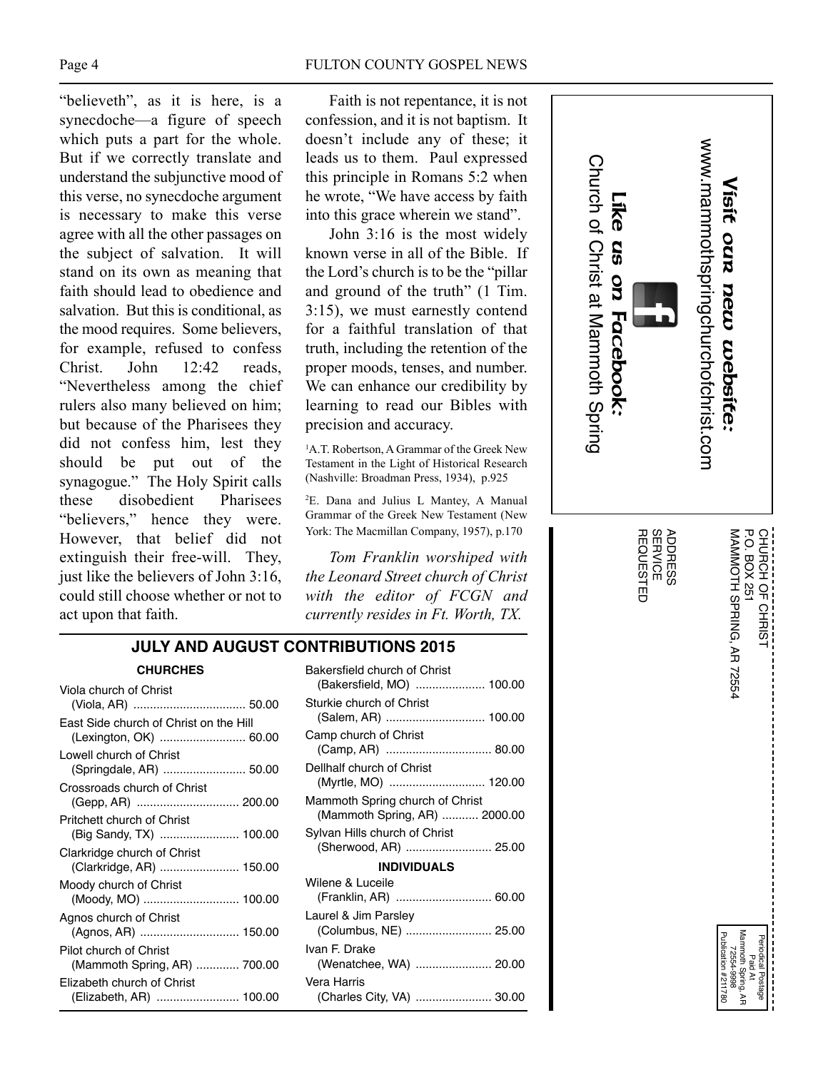"believeth", as it is here, is a synecdoche—a figure of speech which puts a part for the whole. But if we correctly translate and understand the subjunctive mood of this verse, no synecdoche argument is necessary to make this verse agree with all the other passages on the subject of salvation. It will stand on its own as meaning that faith should lead to obedience and salvation. But this is conditional, as the mood requires. Some believers, for example, refused to confess Christ. John 12:42 reads, "Nevertheless among the chief rulers also many believed on him; but because of the Pharisees they did not confess him, lest they should be put out of the synagogue." The Holy Spirit calls these disobedient Pharisees "believers," hence they were. However, that belief did not extinguish their free-will. They, just like the believers of John 3:16, could still choose whether or not to act upon that faith.

Faith is not repentance, it is not confession, and it is not baptism. It doesn't include any of these; it leads us to them. Paul expressed this principle in Romans 5:2 when he wrote, "We have access by faith into this grace wherein we stand".

John 3:16 is the most widely known verse in all of the Bible. If the Lord's church is to be the "pillar and ground of the truth" (1 Tim. 3:15), we must earnestly contend for a faithful translation of that truth, including the retention of the proper moods, tenses, and number. We can enhance our credibility by learning to read our Bibles with precision and accuracy.

[1]A.T. Robertson, A Grammar of the Greek New Testament in the Light of Historical Research (Nashville: Broadman Press, 1934), p.925

[2]E. Dana and Julius L Mantey, A Manual Grammar of the Greek New Testament (New York: The Macmillan Company, 1957), p.170

*Tom Franklin worshiped with the Leonard Street church of Christ with the editor of FCGN and currently resides in Ft. Worth, TX.*

**Visit our new website:**
www.mammothspringchurchofchrist.com

**Like us on Facebook:**
Church of Christ at Mammoth Spring

CHURCH OF CHRIST
P.O. BOX 251
MAMMOTH SPRING, AR 72554

ADDRESS
SERVICE
REQUESTED

Periodical Postage
Paid At
Mammoth Spring, AR
72554-9998
Publication #211780

## JULY AND AUGUST CONTRIBUTIONS 2015

### CHURCHES

- Viola church of Christ (Viola, AR) .... 50.00
- East Side church of Christ on the Hill (Lexington, OK) .... 60.00
- Lowell church of Christ (Springdale, AR) .... 50.00
- Crossroads church of Christ (Gepp, AR) .... 200.00
- Pritchett church of Christ (Big Sandy, TX) .... 100.00
- Clarkridge church of Christ (Clarkridge, AR) .... 150.00
- Moody church of Christ (Moody, MO) .... 100.00
- Agnos church of Christ (Agnos, AR) .... 150.00
- Pilot church of Christ (Mammoth Spring, AR) .... 700.00
- Elizabeth church of Christ (Elizabeth, AR) .... 100.00
- Bakersfield church of Christ (Bakersfield, MO) .... 100.00
- Sturkie church of Christ (Salem, AR) .... 100.00
- Camp church of Christ (Camp, AR) .... 80.00
- Dellhalf church of Christ (Myrtle, MO) .... 120.00
- Mammoth Spring church of Christ (Mammoth Spring, AR) .... 2000.00
- Sylvan Hills church of Christ (Sherwood, AR) .... 25.00

### INDIVIDUALS

- Wilene & Luceile (Franklin, AR) .... 60.00
- Laurel & Jim Parsley (Columbus, NE) .... 25.00
- Ivan F. Drake (Wenatchee, WA) .... 20.00
- Vera Harris (Charles City, VA) .... 30.00